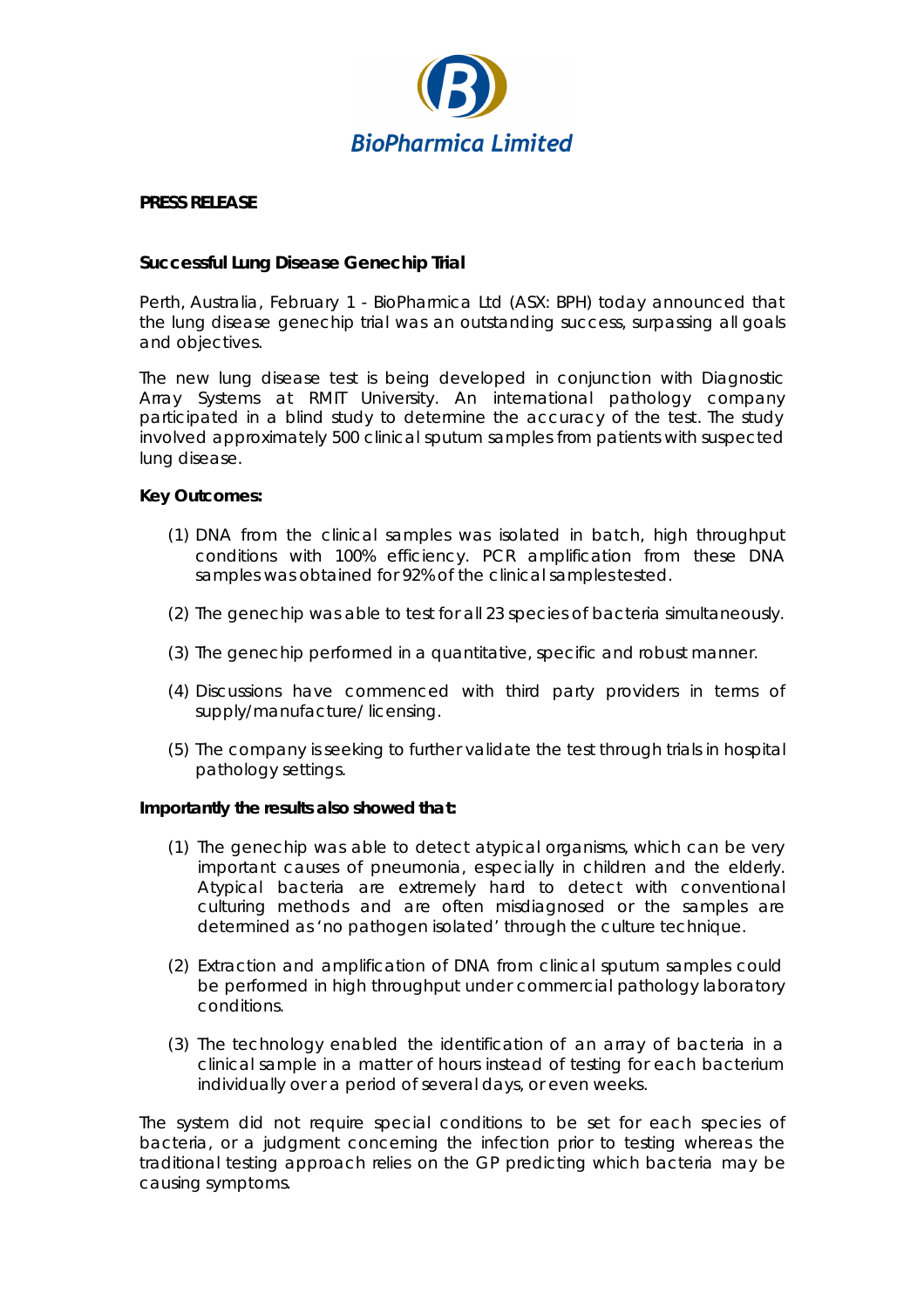BioPharmica Limited

**PRESS RELEASE**

**Successful Lung Disease Genechip Trial**

Perth, Australia, February 1 - BioPharmica Ltd (ASX: BPH) today announced that the lung disease genechip trial was an outstanding success, surpassing all goals and objectives.

The new lung disease test is being developed in conjunction with Diagnostic Array Systems at RMIT University. An international pathology company participated in a blind study to determine the accuracy of the test. The study involved approximately 500 clinical sputum samples from patients with suspected lung disease.

**Key Outcomes:**

(1) DNA from the clinical samples was isolated in batch, high throughput conditions with 100% efficiency. PCR amplification from these DNA samples was obtained for 92% of the clinical samples tested.

(2) The genechip was able to test for all 23 species of bacteria simultaneously.

(3) The genechip performed in a quantitative, specific and robust manner.

(4) Discussions have commenced with third party providers in terms of supply/manufacture/ licensing.

(5) The company is seeking to further validate the test through trials in hospital pathology settings.

**Importantly the results also showed that:**

(1) The genechip was able to detect atypical organisms, which can be very important causes of pneumonia, especially in children and the elderly. Atypical bacteria are extremely hard to detect with conventional culturing methods and are often misdiagnosed or the samples are determined as 'no pathogen isolated' through the culture technique.

(2) Extraction and amplification of DNA from clinical sputum samples could be performed in high throughput under commercial pathology laboratory conditions.

(3) The technology enabled the identification of an array of bacteria in a clinical sample in a matter of hours instead of testing for each bacterium individually over a period of several days, or even weeks.

The system did not require special conditions to be set for each species of bacteria, or a judgment concerning the infection prior to testing whereas the traditional testing approach relies on the GP predicting which bacteria may be causing symptoms.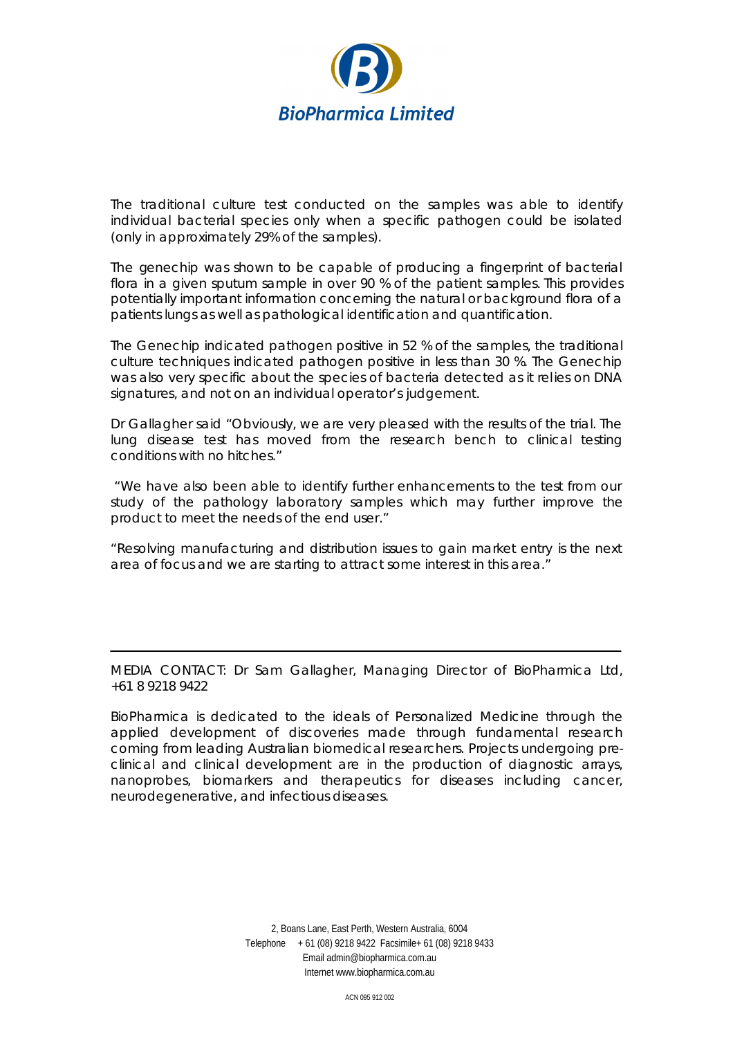The traditional culture test conducted on the samples was able to identify individual bacterial species only when a specific pathogen could be isolated (only in approximately 29% of the samples).

The genechip was shown to be capable of producing a fingerprint of bacterial flora in a given sputum sample in over 90 % of the patient samples. This provides potentially important information concerning the natural or background flora of a patients lungs as well as pathological identification and quantification.

The Genechip indicated pathogen positive in 52 % of the samples, the traditional culture techniques indicated pathogen positive in less than 30 %. The Genechip was also very specific about the species of bacteria detected as it relies on DNA signatures, and not on an individual operator's judgement.

Dr Gallagher said "Obviously, we are very pleased with the results of the trial. The lung disease test has moved from the research bench to clinical testing conditions with no hitches."

"We have also been able to identify further enhancements to the test from our study of the pathology laboratory samples which may further improve the product to meet the needs of the end user."

"Resolving manufacturing and distribution issues to gain market entry is the next area of focus and we are starting to attract some interest in this area."

---

MEDIA CONTACT: Dr Sam Gallagher, Managing Director of BioPharmica Ltd, +61 8 9218 9422

BioPharmica is dedicated to the ideals of Personalized Medicine through the applied development of discoveries made through fundamental research coming from leading Australian biomedical researchers. Projects undergoing pre-clinical and clinical development are in the production of diagnostic arrays, nanoprobes, biomarkers and therapeutics for diseases including cancer, neurodegenerative, and infectious diseases.

2, Boans Lane, East Perth, Western Australia, 6004
Telephone + 61 (08) 9218 9422 Facsimile+ 61 (08) 9218 9433
Email admin@biopharmica.com.au
Internet www.biopharmica.com.au

ACN 095 912 002